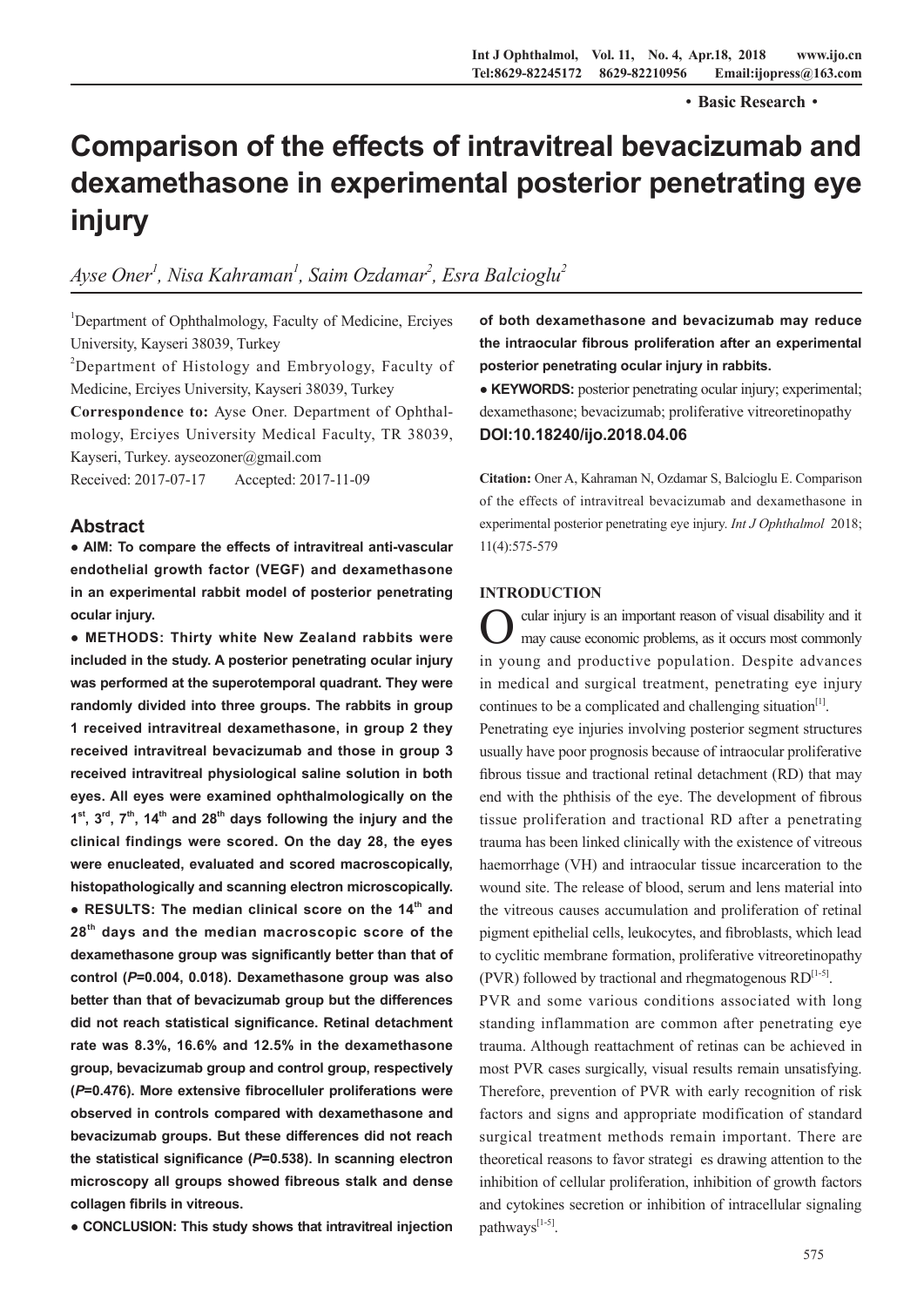• Basic Research •

# Comparison of the effects of intravitreal bevacizumab and dexamethasone in experimental posterior penetrating eye injury

*Ayse Oner[1], Nisa Kahraman[1], Saim Ozdamar[2], Esra Balcioglu[2]*

[1]Department of Ophthalmology, Faculty of Medicine, Erciyes University, Kayseri 38039, Turkey

[2]Department of Histology and Embryology, Faculty of Medicine, Erciyes University, Kayseri 38039, Turkey

**Correspondence to:** Ayse Oner. Department of Ophthalmology, Erciyes University Medical Faculty, TR 38039, Kayseri, Turkey. ayseozoner@gmail.com

Received: 2017-07-17 Accepted: 2017-11-09

## Abstract

**● AIM: To compare the effects of intravitreal anti-vascular endothelial growth factor (VEGF) and dexamethasone in an experimental rabbit model of posterior penetrating ocular injury.**

**● METHODS: Thirty white New Zealand rabbits were included in the study. A posterior penetrating ocular injury was performed at the superotemporal quadrant. They were randomly divided into three groups. The rabbits in group 1 received intravitreal dexamethasone, in group 2 they received intravitreal bevacizumab and those in group 3 received intravitreal physiological saline solution in both eyes. All eyes were examined ophthalmologically on the 1st, 3rd, 7th, 14th and 28th days following the injury and the clinical findings were scored. On the day 28, the eyes were enucleated, evaluated and scored macroscopically, histopathologically and scanning electron microscopically.**

**● RESULTS: The median clinical score on the 14th and 28th days and the median macroscopic score of the dexamethasone group was significantly better than that of control (*P*=0.004, 0.018). Dexamethasone group was also better than that of bevacizumab group but the differences did not reach statistical significance. Retinal detachment rate was 8.3%, 16.6% and 12.5% in the dexamethasone group, bevacizumab group and control group, respectively (*P*=0.476). More extensive fibrocelluler proliferations were observed in controls compared with dexamethasone and bevacizumab groups. But these differences did not reach the statistical significance (*P*=0.538). In scanning electron microscopy all groups showed fibreous stalk and dense collagen fibrils in vitreous.**

**● CONCLUSION: This study shows that intravitreal injection of both dexamethasone and bevacizumab may reduce the intraocular fibrous proliferation after an experimental posterior penetrating ocular injury in rabbits.**

**● KEYWORDS:** posterior penetrating ocular injury; experimental; dexamethasone; bevacizumab; proliferative vitreoretinopathy

**DOI:10.18240/ijo.2018.04.06**

**Citation:** Oner A, Kahraman N, Ozdamar S, Balcioglu E. Comparison of the effects of intravitreal bevacizumab and dexamethasone in experimental posterior penetrating eye injury. *Int J Ophthalmol* 2018; 11(4):575-579

## INTRODUCTION

Ocular injury is an important reason of visual disability and it may cause economic problems, as it occurs most commonly in young and productive population. Despite advances in medical and surgical treatment, penetrating eye injury continues to be a complicated and challenging situation[1].

Penetrating eye injuries involving posterior segment structures usually have poor prognosis because of intraocular proliferative fibrous tissue and tractional retinal detachment (RD) that may end with the phthisis of the eye. The development of fibrous tissue proliferation and tractional RD after a penetrating trauma has been linked clinically with the existence of vitreous haemorrhage (VH) and intraocular tissue incarceration to the wound site. The release of blood, serum and lens material into the vitreous causes accumulation and proliferation of retinal pigment epithelial cells, leukocytes, and fibroblasts, which lead to cyclitic membrane formation, proliferative vitreoretinopathy (PVR) followed by tractional and rhegmatogenous RD[1-5].

PVR and some various conditions associated with long standing inflammation are common after penetrating eye trauma. Although reattachment of retinas can be achieved in most PVR cases surgically, visual results remain unsatisfying. Therefore, prevention of PVR with early recognition of risk factors and signs and appropriate modification of standard surgical treatment methods remain important. There are theoretical reasons to favor strategi es drawing attention to the inhibition of cellular proliferation, inhibition of growth factors and cytokines secretion or inhibition of intracellular signaling pathways[1-5].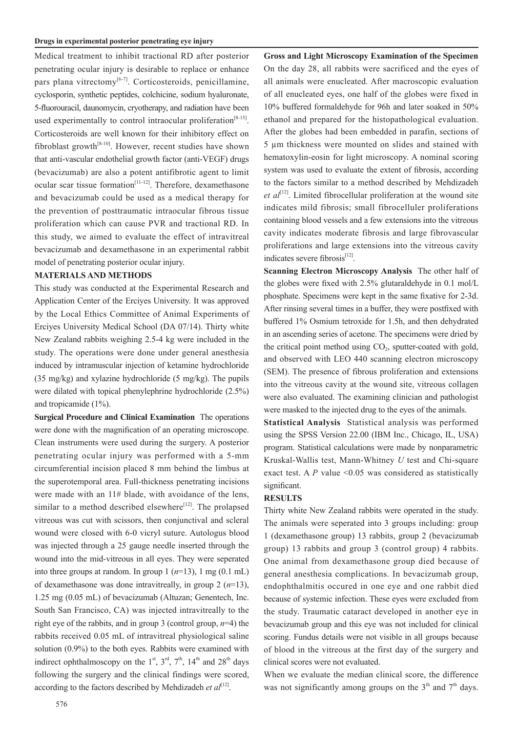Medical treatment to inhibit tractional RD after posterior penetrating ocular injury is desirable to replace or enhance pars plana vitrectomy[6-7]. Corticosteroids, penicillamine, cyclosporin, synthetic peptides, colchicine, sodium hyaluronate, 5-fluorouracil, daunomycin, cryotherapy, and radiation have been used experimentally to control intraocular proliferation[8-15]. Corticosteroids are well known for their inhibitory effect on fibroblast growth[8-10]. However, recent studies have shown that anti-vascular endothelial growth factor (anti-VEGF) drugs (bevacizumab) are also a potent antifibrotic agent to limit ocular scar tissue formation[11-12]. Therefore, dexamethasone and bevacizumab could be used as a medical therapy for the prevention of posttraumatic intraocular fibrous tissue proliferation which can cause PVR and tractional RD. In this study, we aimed to evaluate the effect of intravitreal bevacizumab and dexamethasone in an experimental rabbit model of penetrating posterior ocular injury.

## MATERIALS AND METHODS

This study was conducted at the Experimental Research and Application Center of the Erciyes University. It was approved by the Local Ethics Committee of Animal Experiments of Erciyes University Medical School (DA 07/14). Thirty white New Zealand rabbits weighing 2.5-4 kg were included in the study. The operations were done under general anesthesia induced by intramuscular injection of ketamine hydrochloride (35 mg/kg) and xylazine hydrochloride (5 mg/kg). The pupils were dilated with topical phenylephrine hydrochloride (2.5%) and tropicamide (1%).

**Surgical Procedure and Clinical Examination** The operations were done with the magnification of an operating microscope. Clean instruments were used during the surgery. A posterior penetrating ocular injury was performed with a 5-mm circumferential incision placed 8 mm behind the limbus at the superotemporal area. Full-thickness penetrating incisions were made with an 11# blade, with avoidance of the lens, similar to a method described elsewhere[12]. The prolapsed vitreous was cut with scissors, then conjunctival and scleral wound were closed with 6-0 vicryl suture. Autologus blood was injected through a 25 gauge needle inserted through the wound into the mid-vitreous in all eyes. They were seperated into three groups at random. In group 1 (*n*=13), 1 mg (0.1 mL) of dexamethasone was done intravitreally, in group 2 (*n*=13), 1.25 mg (0.05 mL) of bevacizumab (Altuzan; Genentech, Inc. South San Francisco, CA) was injected intravitreally to the right eye of the rabbits, and in group 3 (control group, *n*=4) the rabbits received 0.05 mL of intravitreal physiological saline solution (0.9%) to the both eyes. Rabbits were examined with indirect ophthalmoscopy on the 1st, 3rd, 7th, 14th and 28th days following the surgery and the clinical findings were scored, according to the factors described by Mehdizadeh *et al*[12].

**Gross and Light Microscopy Examination of the Specimen** On the day 28, all rabbits were sacrificed and the eyes of all animals were enucleated. After macroscopic evaluation of all enucleated eyes, one half of the globes were fixed in 10% buffered formaldehyde for 96h and later soaked in 50% ethanol and prepared for the histopathological evaluation. After the globes had been embedded in parafin, sections of 5 µm thickness were mounted on slides and stained with hematoxylin-eosin for light microscopy. A nominal scoring system was used to evaluate the extent of fibrosis, according to the factors similar to a method described by Mehdizadeh *et al*[12]. Limited fibrocellular proliferation at the wound site indicates mild fibrosis; small fibrocelluler proliferations containing blood vessels and a few extensions into the vitreous cavity indicates moderate fibrosis and large fibrovascular proliferations and large extensions into the vitreous cavity indicates severe fibrosis[12].

**Scanning Electron Microscopy Analysis** The other half of the globes were fixed with 2.5% glutaraldehyde in 0.1 mol/L phosphate. Specimens were kept in the same fixative for 2-3d. After rinsing several times in a buffer, they were postfixed with buffered 1% Osmium tetroxide for 1.5h, and then dehydrated in an ascending series of acetone. The specimens were dried by the critical point method using $CO_2$, sputter-coated with gold, and observed with LEO 440 scanning electron microscopy (SEM). The presence of fibrous proliferation and extensions into the vitreous cavity at the wound site, vitreous collagen were also evaluated. The examining clinician and pathologist were masked to the injected drug to the eyes of the animals.

**Statistical Analysis** Statistical analysis was performed using the SPSS Version 22.00 (IBM Inc., Chicago, IL, USA) program. Statistical calculations were made by nonparametric Kruskal-Wallis test, Mann-Whitney *U* test and Chi-square exact test. A *P* value $<0.05$ was considered as statistically significant.

## RESULTS

Thirty white New Zealand rabbits were operated in the study. The animals were seperated into 3 groups including: group 1 (dexamethasone group) 13 rabbits, group 2 (bevacizumab group) 13 rabbits and group 3 (control group) 4 rabbits. One animal from dexamethasone group died because of general anesthesia complications. In bevacizumab group, endophthalmitis occured in one eye and one rabbit died because of systemic infection. These eyes were excluded from the study. Traumatic cataract developed in another eye in bevacizumab group and this eye was not included for clinical scoring. Fundus details were not visible in all groups because of blood in the vitreous at the first day of the surgery and clinical scores were not evaluated.

When we evaluate the median clinical score, the difference was not significantly among groups on the 3th and 7th days.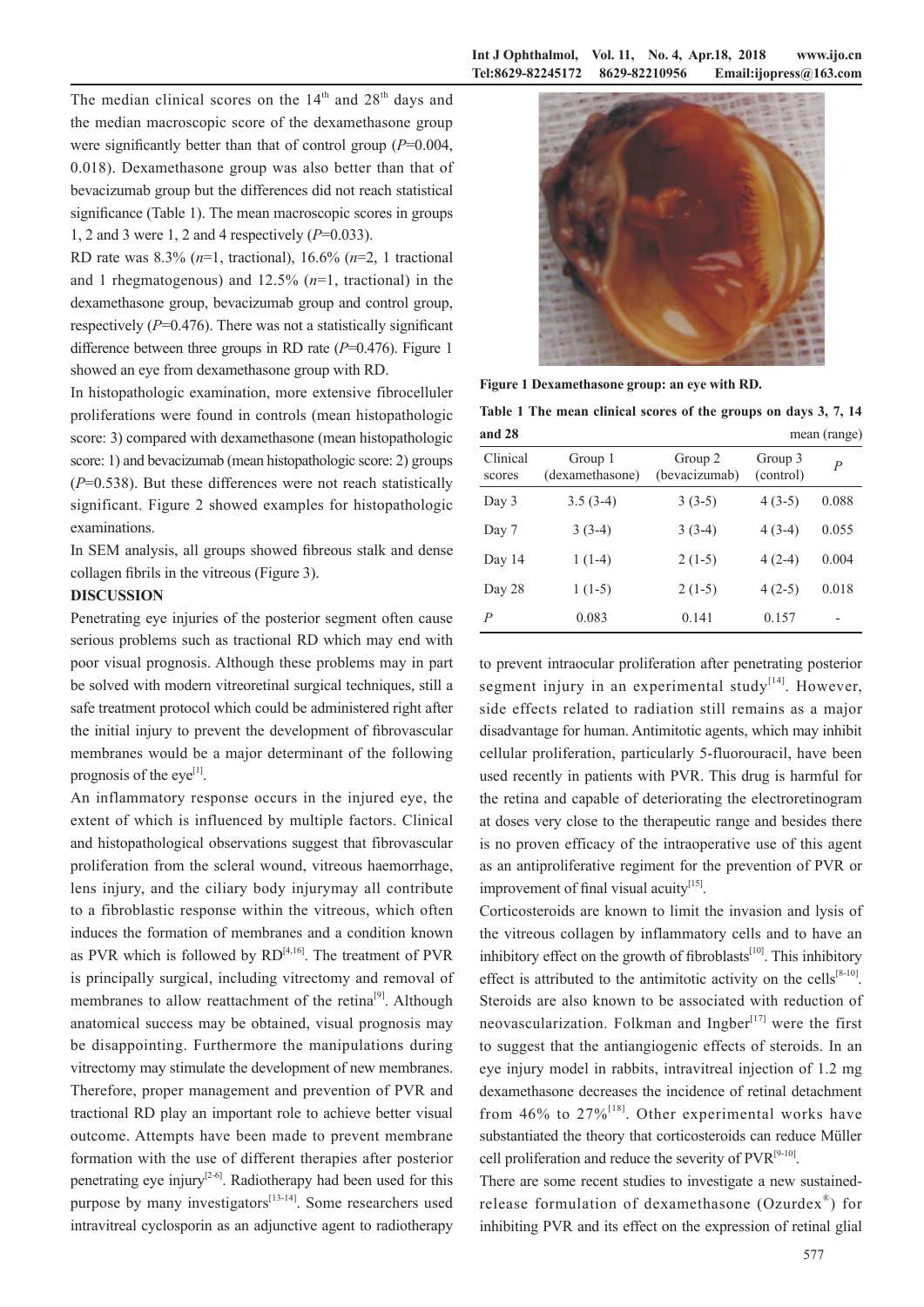The median clinical scores on the 14th and 28th days and the median macroscopic score of the dexamethasone group were significantly better than that of control group ($P$=0.004, 0.018). Dexamethasone group was also better than that of bevacizumab group but the differences did not reach statistical significance (Table 1). The mean macroscopic scores in groups 1, 2 and 3 were 1, 2 and 4 respectively ($P$=0.033).

RD rate was 8.3% ($n$=1, tractional), 16.6% ($n$=2, 1 tractional and 1 rhegmatogenous) and 12.5% ($n$=1, tractional) in the dexamethasone group, bevacizumab group and control group, respectively ($P$=0.476). There was not a statistically significant difference between three groups in RD rate ($P$=0.476). Figure 1 showed an eye from dexamethasone group with RD.

In histopathologic examination, more extensive fibrocelluler proliferations were found in controls (mean histopathologic score: 3) compared with dexamethasone (mean histopathologic score: 1) and bevacizumab (mean histopathologic score: 2) groups ($P$=0.538). But these differences were not reach statistically significant. Figure 2 showed examples for histopathologic examinations.

In SEM analysis, all groups showed fibreous stalk and dense collagen fibrils in the vitreous (Figure 3).

**Figure 1 Dexamethasone group: an eye with RD.**

**Table 1 The mean clinical scores of the groups on days 3, 7, 14 and 28** mean (range)

| Clinical scores | Group 1 (dexamethasone) | Group 2 (bevacizumab) | Group 3 (control) | $P$ |
|---|---|---|---|---|
| Day 3 | 3.5 (3-4) | 3 (3-5) | 4 (3-5) | 0.088 |
| Day 7 | 3 (3-4) | 3 (3-4) | 4 (3-4) | 0.055 |
| Day 14 | 1 (1-4) | 2 (1-5) | 4 (2-4) | 0.004 |
| Day 28 | 1 (1-5) | 2 (1-5) | 4 (2-5) | 0.018 |
| $P$ | 0.083 | 0.141 | 0.157 | - |

## DISCUSSION

Penetrating eye injuries of the posterior segment often cause serious problems such as tractional RD which may end with poor visual prognosis. Although these problems may in part be solved with modern vitreoretinal surgical techniques, still a safe treatment protocol which could be administered right after the initial injury to prevent the development of fibrovascular membranes would be a major determinant of the following prognosis of the eye[1].

An inflammatory response occurs in the injured eye, the extent of which is influenced by multiple factors. Clinical and histopathological observations suggest that fibrovascular proliferation from the scleral wound, vitreous haemorrhage, lens injury, and the ciliary body injurymay all contribute to a fibroblastic response within the vitreous, which often induces the formation of membranes and a condition known as PVR which is followed by RD[4,16]. The treatment of PVR is principally surgical, including vitrectomy and removal of membranes to allow reattachment of the retina[9]. Although anatomical success may be obtained, visual prognosis may be disappointing. Furthermore the manipulations during vitrectomy may stimulate the development of new membranes. Therefore, proper management and prevention of PVR and tractional RD play an important role to achieve better visual outcome. Attempts have been made to prevent membrane formation with the use of different therapies after posterior penetrating eye injury[2-6]. Radiotherapy had been used for this purpose by many investigators[13-14]. Some researchers used intravitreal cyclosporin as an adjunctive agent to radiotherapy to prevent intraocular proliferation after penetrating posterior segment injury in an experimental study[14]. However, side effects related to radiation still remains as a major disadvantage for human. Antimitotic agents, which may inhibit cellular proliferation, particularly 5-fluorouracil, have been used recently in patients with PVR. This drug is harmful for the retina and capable of deteriorating the electroretinogram at doses very close to the therapeutic range and besides there is no proven efficacy of the intraoperative use of this agent as an antiproliferative regiment for the prevention of PVR or improvement of final visual acuity[15].

Corticosteroids are known to limit the invasion and lysis of the vitreous collagen by inflammatory cells and to have an inhibitory effect on the growth of fibroblasts[10]. This inhibitory effect is attributed to the antimitotic activity on the cells[8-10]. Steroids are also known to be associated with reduction of neovascularization. Folkman and Ingber[17] were the first to suggest that the antiangiogenic effects of steroids. In an eye injury model in rabbits, intravitreal injection of 1.2 mg dexamethasone decreases the incidence of retinal detachment from 46% to 27%[18]. Other experimental works have substantiated the theory that corticosteroids can reduce Müller cell proliferation and reduce the severity of PVR[9-10].

There are some recent studies to investigate a new sustained-release formulation of dexamethasone (Ozurdex®) for inhibiting PVR and its effect on the expression of retinal glial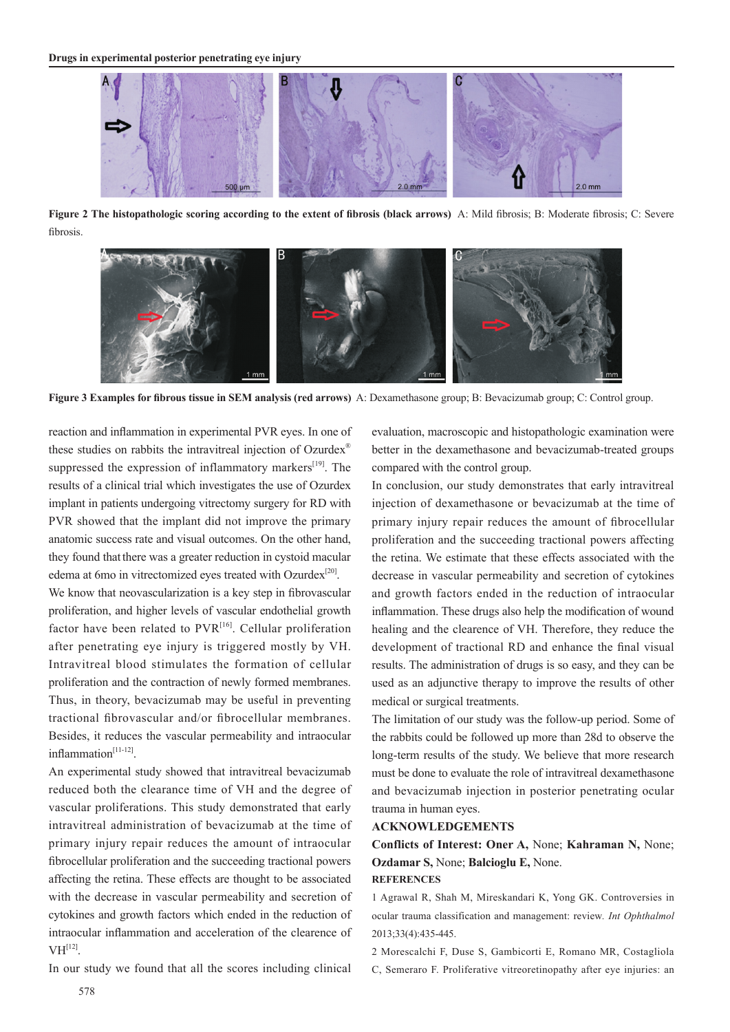**Figure 2 The histopathologic scoring according to the extent of fibrosis (black arrows)** A: Mild fibrosis; B: Moderate fibrosis; C: Severe fibrosis.

**Figure 3 Examples for fibrous tissue in SEM analysis (red arrows)** A: Dexamethasone group; B: Bevacizumab group; C: Control group.

reaction and inflammation in experimental PVR eyes. In one of these studies on rabbits the intravitreal injection of Ozurdex® suppressed the expression of inflammatory markers[19]. The results of a clinical trial which investigates the use of Ozurdex implant in patients undergoing vitrectomy surgery for RD with PVR showed that the implant did not improve the primary anatomic success rate and visual outcomes. On the other hand, they found that there was a greater reduction in cystoid macular edema at 6mo in vitrectomized eyes treated with Ozurdex[20].

We know that neovascularization is a key step in fibrovascular proliferation, and higher levels of vascular endothelial growth factor have been related to PVR[16]. Cellular proliferation after penetrating eye injury is triggered mostly by VH. Intravitreal blood stimulates the formation of cellular proliferation and the contraction of newly formed membranes. Thus, in theory, bevacizumab may be useful in preventing tractional fibrovascular and/or fibrocellular membranes. Besides, it reduces the vascular permeability and intraocular inflammation[11-12].

An experimental study showed that intravitreal bevacizumab reduced both the clearance time of VH and the degree of vascular proliferations. This study demonstrated that early intravitreal administration of bevacizumab at the time of primary injury repair reduces the amount of intraocular fibrocellular proliferation and the succeeding tractional powers affecting the retina. These effects are thought to be associated with the decrease in vascular permeability and secretion of cytokines and growth factors which ended in the reduction of intraocular inflammation and acceleration of the clearence of VH[12].

In our study we found that all the scores including clinical evaluation, macroscopic and histopathologic examination were better in the dexamethasone and bevacizumab-treated groups compared with the control group.

In conclusion, our study demonstrates that early intravitreal injection of dexamethasone or bevacizumab at the time of primary injury repair reduces the amount of fibrocellular proliferation and the succeeding tractional powers affecting the retina. We estimate that these effects associated with the decrease in vascular permeability and secretion of cytokines and growth factors ended in the reduction of intraocular inflammation. These drugs also help the modification of wound healing and the clearence of VH. Therefore, they reduce the development of tractional RD and enhance the final visual results. The administration of drugs is so easy, and they can be used as an adjunctive therapy to improve the results of other medical or surgical treatments.

The limitation of our study was the follow-up period. Some of the rabbits could be followed up more than 28d to observe the long-term results of the study. We believe that more research must be done to evaluate the role of intravitreal dexamethasone and bevacizumab injection in posterior penetrating ocular trauma in human eyes.

## ACKNOWLEDGEMENTS

**Conflicts of Interest: Oner A,** None; **Kahraman N,** None; **Ozdamar S,** None; **Balcioglu E,** None.

## REFERENCES

1 Agrawal R, Shah M, Mireskandari K, Yong GK. Controversies in ocular trauma classification and management: review. *Int Ophthalmol* 2013;33(4):435-445.

2 Morescalchi F, Duse S, Gambicorti E, Romano MR, Costagliola C, Semeraro F. Proliferative vitreoretinopathy after eye injuries: an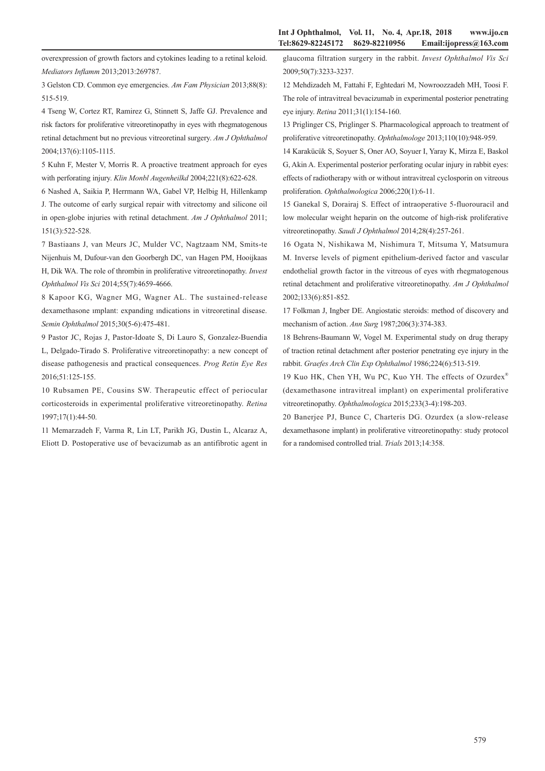overexpression of growth factors and cytokines leading to a retinal keloid. *Mediators Inflamm* 2013;2013:269787.

3 Gelston CD. Common eye emergencies. *Am Fam Physician* 2013;88(8): 515-519.

4 Tseng W, Cortez RT, Ramirez G, Stinnett S, Jaffe GJ. Prevalence and risk factors for proliferative vitreoretinopathy in eyes with rhegmatogenous retinal detachment but no previous vitreoretinal surgery. *Am J Ophthalmol* 2004;137(6):1105-1115.

5 Kuhn F, Mester V, Morris R. A proactive treatment approach for eyes with perforating injury. *Klin Monbl Augenheilkd* 2004;221(8):622-628.

6 Nashed A, Saikia P, Herrmann WA, Gabel VP, Helbig H, Hillenkamp J. The outcome of early surgical repair with vitrectomy and silicone oil in open-globe injuries with retinal detachment. *Am J Ophthalmol* 2011; 151(3):522-528.

7 Bastiaans J, van Meurs JC, Mulder VC, Nagtzaam NM, Smits-te Nijenhuis M, Dufour-van den Goorbergh DC, van Hagen PM, Hooijkaas H, Dik WA. The role of thrombin in proliferative vitreoretinopathy. *Invest Ophthalmol Vis Sci* 2014;55(7):4659-4666.

8 Kapoor KG, Wagner MG, Wagner AL. The sustained-release dexamethasone ımplant: expanding ındications in vitreoretinal disease. *Semin Ophthalmol* 2015;30(5-6):475-481.

9 Pastor JC, Rojas J, Pastor-Idoate S, Di Lauro S, Gonzalez-Buendia L, Delgado-Tirado S. Proliferative vitreoretinopathy: a new concept of disease pathogenesis and practical consequences. *Prog Retin Eye Res* 2016;51:125-155.

10 Rubsamen PE, Cousins SW. Therapeutic effect of periocular corticosteroids in experimental proliferative vitreoretinopathy. *Retina* 1997;17(1):44-50.

11 Memarzadeh F, Varma R, Lin LT, Parikh JG, Dustin L, Alcaraz A, Eliott D. Postoperative use of bevacizumab as an antifibrotic agent in glaucoma filtration surgery in the rabbit. *Invest Ophthalmol Vis Sci* 2009;50(7):3233-3237.

12 Mehdizadeh M, Fattahi F, Eghtedari M, Nowroozzadeh MH, Toosi F. The role of intravitreal bevacizumab in experimental posterior penetrating eye injury. *Retina* 2011;31(1):154-160.

13 Priglinger CS, Priglinger S. Pharmacological approach to treatment of proliferative vitreoretinopathy. *Ophthalmologe* 2013;110(10):948-959.

14 Karakücük S, Soyuer S, Oner AO, Soyuer I, Yaray K, Mirza E, Baskol G, Akin A. Experimental posterior perforating ocular injury in rabbit eyes: effects of radiotherapy with or without intravitreal cyclosporin on vitreous proliferation. *Ophthalmologica* 2006;220(1):6-11.

15 Ganekal S, Dorairaj S. Effect of intraoperative 5-fluorouracil and low molecular weight heparin on the outcome of high-risk proliferative vitreoretinopathy. *Saudi J Ophthalmol* 2014;28(4):257-261.

16 Ogata N, Nishikawa M, Nishimura T, Mitsuma Y, Matsumura M. Inverse levels of pigment epithelium-derived factor and vascular endothelial growth factor in the vitreous of eyes with rhegmatogenous retinal detachment and proliferative vitreoretinopathy. *Am J Ophthalmol* 2002;133(6):851-852.

17 Folkman J, Ingber DE. Angiostatic steroids: method of discovery and mechanism of action. *Ann Surg* 1987;206(3):374-383.

18 Behrens-Baumann W, Vogel M. Experimental study on drug therapy of traction retinal detachment after posterior penetrating eye injury in the rabbit. *Graefes Arch Clin Exp Ophthalmol* 1986;224(6):513-519.

19 Kuo HK, Chen YH, Wu PC, Kuo YH. The effects of Ozurdex® (dexamethasone intravitreal implant) on experimental proliferative vitreoretinopathy. *Ophthalmologica* 2015;233(3-4):198-203.

20 Banerjee PJ, Bunce C, Charteris DG. Ozurdex (a slow-release dexamethasone implant) in proliferative vitreoretinopathy: study protocol for a randomised controlled trial. *Trials* 2013;14:358.